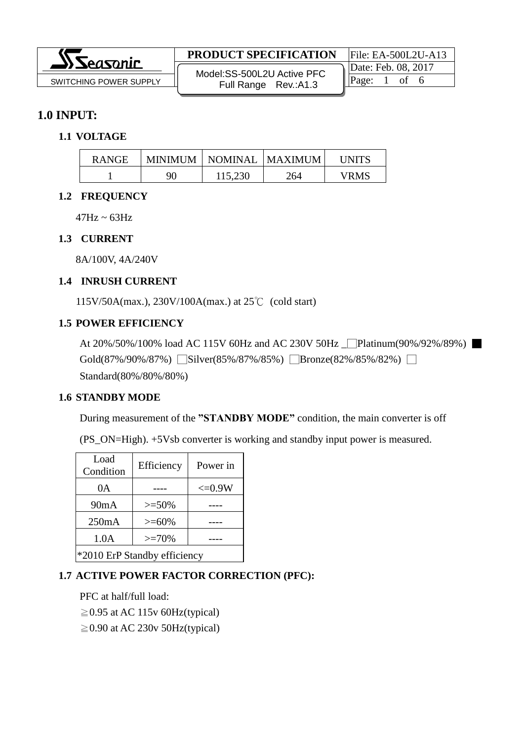# 1.0 INPUT:

## 1.1 VOLTAGE

| RANGE | MINIMUM | NOMINAL | MAXIMUM | UNITS |
|---|---|---|---|---|
| 1 | 90 | 115,230 | 264 | VRMS |

## 1.2 FREQUENCY

47Hz ~ 63Hz

## 1.3 CURRENT

8A/100V, 4A/240V

## 1.4 INRUSH CURRENT

115V/50A(max.), 230V/100A(max.) at 25℃ (cold start)

## 1.5 POWER EFFICIENCY

At 20%/50%/100% load AC 115V 60Hz and AC 230V 50Hz _☐Platinum(90%/92%/89%) ■ Gold(87%/90%/87%) ☐Silver(85%/87%/85%) ☐Bronze(82%/85%/82%) ☐ Standard(80%/80%/80%)

## 1.6 STANDBY MODE

During measurement of the **"STANDBY MODE"** condition, the main converter is off

(PS_ON=High). +5Vsb converter is working and standby input power is measured.

| Load Condition | Efficiency | Power in |
|---|---|---|
| 0A | ---- | <=0.9W |
| 90mA | >=50% | ---- |
| 250mA | >=60% | ---- |
| 1.0A | >=70% | ---- |
| *2010 ErP Standby efficiency | | |

## 1.7 ACTIVE POWER FACTOR CORRECTION (PFC):

PFC at half/full load:

≧0.95 at AC 115v 60Hz(typical)

≧0.90 at AC 230v 50Hz(typical)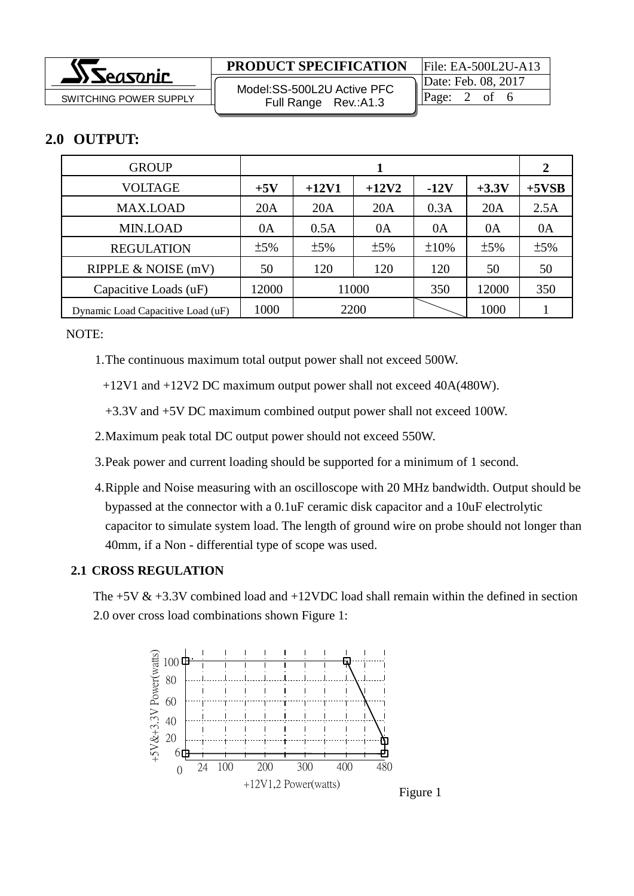## 2.0 OUTPUT:

| GROUP | 1 | | | | | 2 |
|---|---|---|---|---|---|---|
| VOLTAGE | **+5V** | **+12V1** | **+12V2** | **-12V** | **+3.3V** | **+5VSB** |
| MAX.LOAD | 20A | 20A | 20A | 0.3A | 20A | 2.5A |
| MIN.LOAD | 0A | 0.5A | 0A | 0A | 0A | 0A |
| REGULATION | ±5% | ±5% | ±5% | ±10% | ±5% | ±5% |
| RIPPLE & NOISE (mV) | 50 | 120 | 120 | 120 | 50 | 50 |
| Capacitive Loads (uF) | 12000 | 11000 | | 350 | 12000 | 350 |
| Dynamic Load Capacitive Load (uF) | 1000 | 2200 | | | 1000 | 1 |

NOTE:

1. The continuous maximum total output power shall not exceed 500W.
   +12V1 and +12V2 DC maximum output power shall not exceed 40A(480W).
   +3.3V and +5V DC maximum combined output power shall not exceed 100W.
2. Maximum peak total DC output power should not exceed 550W.
3. Peak power and current loading should be supported for a minimum of 1 second.
4. Ripple and Noise measuring with an oscilloscope with 20 MHz bandwidth. Output should be bypassed at the connector with a 0.1uF ceramic disk capacitor and a 10uF electrolytic capacitor to simulate system load. The length of ground wire on probe should not longer than 40mm, if a Non - differential type of scope was used.

### 2.1 CROSS REGULATION

The +5V & +3.3V combined load and +12VDC load shall remain within the defined in section 2.0 over cross load combinations shown Figure 1:

+5V&+3.3V Power(watts): 100, 80, 60, 40, 20, 6, 0

+12V1,2 Power(watts): 24, 100, 200, 300, 400, 480

Figure 1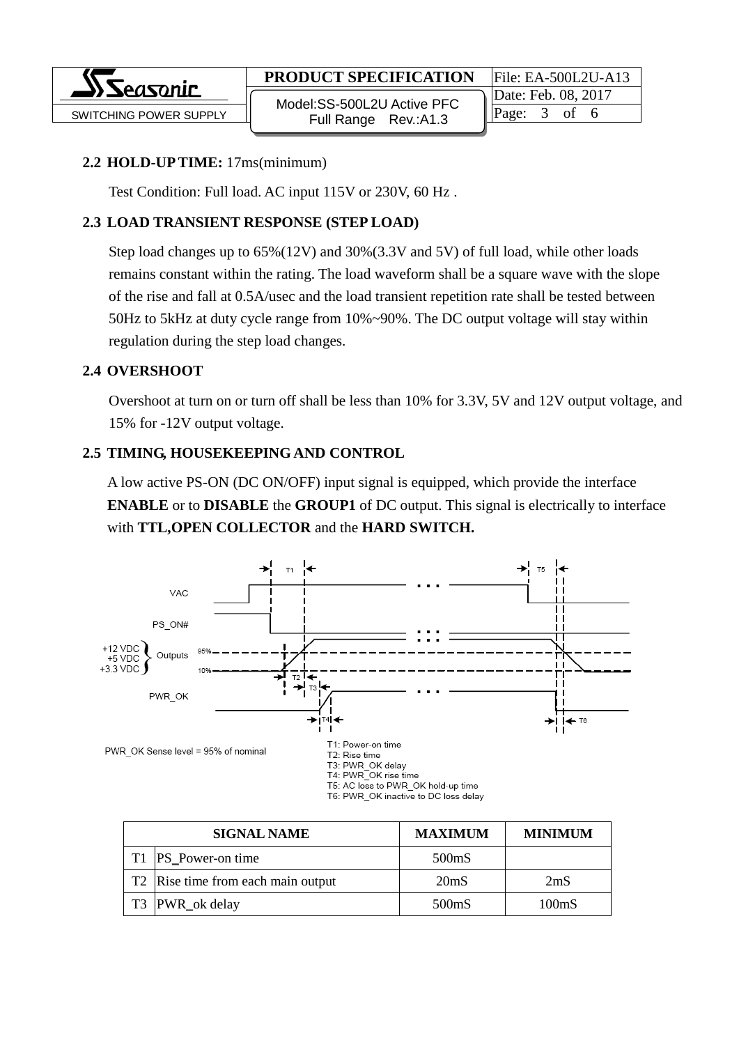## 2.2 HOLD-UP TIME: 17ms(minimum)

Test Condition: Full load. AC input 115V or 230V, 60 Hz .

## 2.3 LOAD TRANSIENT RESPONSE (STEP LOAD)

Step load changes up to 65%(12V) and 30%(3.3V and 5V) of full load, while other loads remains constant within the rating. The load waveform shall be a square wave with the slope of the rise and fall at 0.5A/usec and the load transient repetition rate shall be tested between 50Hz to 5kHz at duty cycle range from 10%~90%. The DC output voltage will stay within regulation during the step load changes.

## 2.4 OVERSHOOT

Overshoot at turn on or turn off shall be less than 10% for 3.3V, 5V and 12V output voltage, and 15% for -12V output voltage.

## 2.5 TIMING, HOUSEKEEPING AND CONTROL

A low active PS-ON (DC ON/OFF) input signal is equipped, which provide the interface **ENABLE** or to **DISABLE** the **GROUP1** of DC output. This signal is electrically to interface with **TTL,OPEN COLLECTOR** and the **HARD SWITCH.**

PWR_OK Sense level = 95% of nominal

T1: Power-on time
T2: Rise time
T3: PWR_OK delay
T4: PWR_OK rise time
T5: AC loss to PWR_OK hold-up time
T6: PWR_OK inactive to DC loss delay

| | SIGNAL NAME | MAXIMUM | MINIMUM |
|---|---|---|---|
| T1 | PS_Power-on time | 500mS | |
| T2 | Rise time from each main output | 20mS | 2mS |
| T3 | PWR_ok delay | 500mS | 100mS |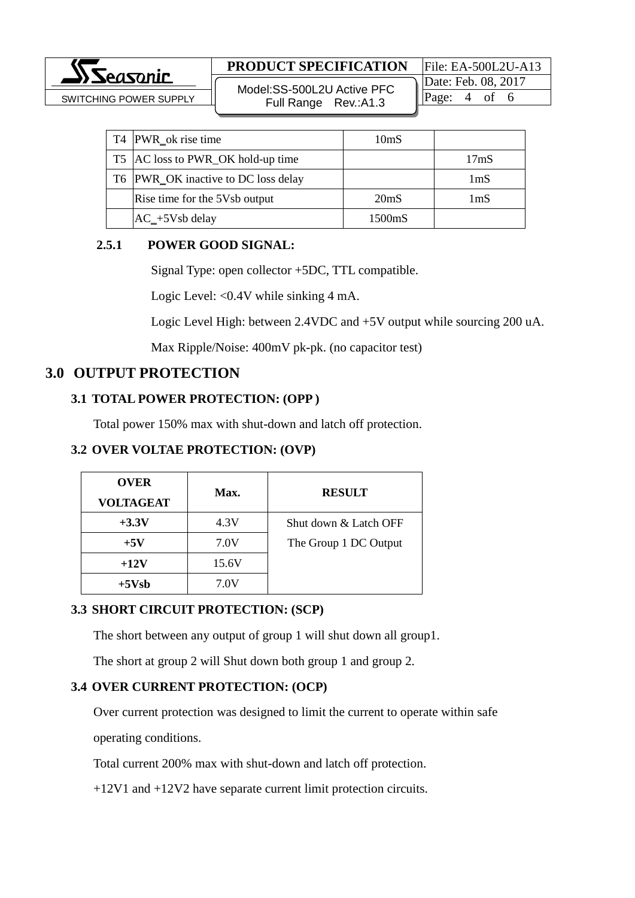| T4 | PWR_ok rise time | 10mS | |
|---|---|---|---|
| T5 | AC loss to PWR_OK hold-up time | | 17mS |
| T6 | PWR_OK inactive to DC loss delay | | 1mS |
| | Rise time for the 5Vsb output | 20mS | 1mS |
| | AC_+5Vsb delay | 1500mS | |

### 2.5.1 POWER GOOD SIGNAL:

Signal Type: open collector +5DC, TTL compatible.

Logic Level: <0.4V while sinking 4 mA.

Logic Level High: between 2.4VDC and +5V output while sourcing 200 uA.

Max Ripple/Noise: 400mV pk-pk. (no capacitor test)

## 3.0 OUTPUT PROTECTION

### 3.1 TOTAL POWER PROTECTION: (OPP )

Total power 150% max with shut-down and latch off protection.

### 3.2 OVER VOLTAE PROTECTION: (OVP)

| OVER VOLTAGEAT | Max. | RESULT |
|---|---|---|
| +3.3V | 4.3V | Shut down & Latch OFF The Group 1 DC Output |
| +5V | 7.0V | |
| +12V | 15.6V | |
| +5Vsb | 7.0V | |

### 3.3 SHORT CIRCUIT PROTECTION: (SCP)

The short between any output of group 1 will shut down all group1.

The short at group 2 will Shut down both group 1 and group 2.

### 3.4 OVER CURRENT PROTECTION: (OCP)

Over current protection was designed to limit the current to operate within safe operating conditions.

Total current 200% max with shut-down and latch off protection.

+12V1 and +12V2 have separate current limit protection circuits.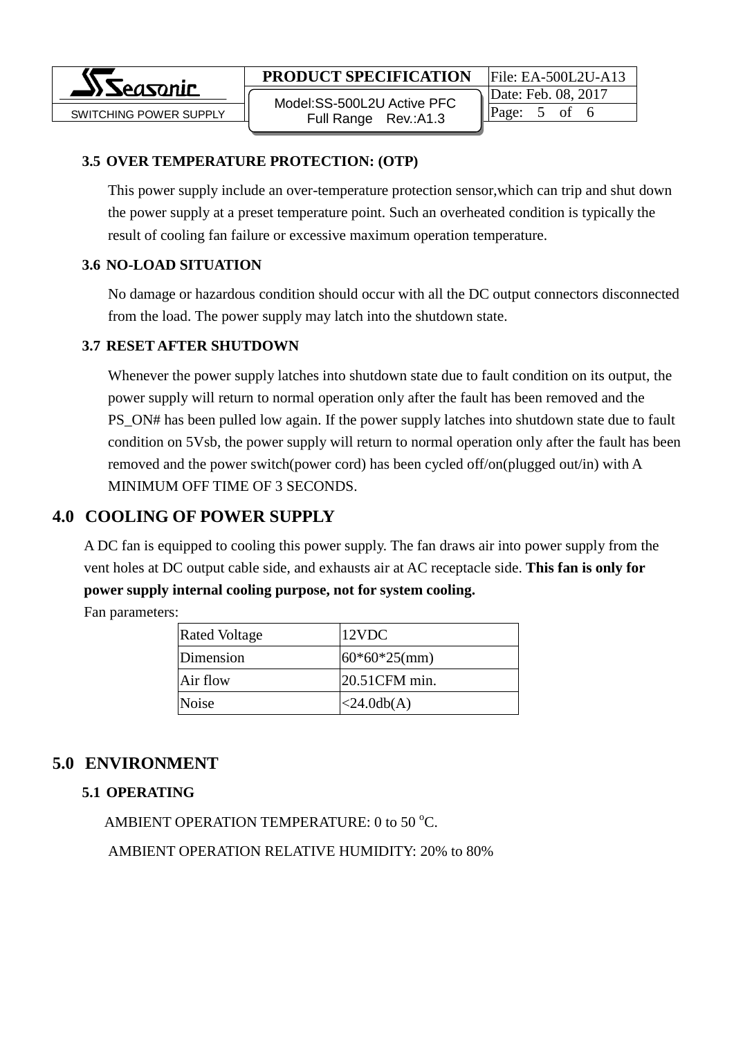### 3.5 OVER TEMPERATURE PROTECTION: (OTP)

This power supply include an over-temperature protection sensor,which can trip and shut down the power supply at a preset temperature point. Such an overheated condition is typically the result of cooling fan failure or excessive maximum operation temperature.

### 3.6 NO-LOAD SITUATION

No damage or hazardous condition should occur with all the DC output connectors disconnected from the load. The power supply may latch into the shutdown state.

### 3.7 RESET AFTER SHUTDOWN

Whenever the power supply latches into shutdown state due to fault condition on its output, the power supply will return to normal operation only after the fault has been removed and the PS_ON# has been pulled low again. If the power supply latches into shutdown state due to fault condition on 5Vsb, the power supply will return to normal operation only after the fault has been removed and the power switch(power cord) has been cycled off/on(plugged out/in) with A MINIMUM OFF TIME OF 3 SECONDS.

## 4.0 COOLING OF POWER SUPPLY

A DC fan is equipped to cooling this power supply. The fan draws air into power supply from the vent holes at DC output cable side, and exhausts air at AC receptacle side. **This fan is only for power supply internal cooling purpose, not for system cooling.**

Fan parameters:

| Rated Voltage | 12VDC |
|---|---|
| Dimension | 60*60*25(mm) |
| Air flow | 20.51CFM min. |
| Noise | <24.0db(A) |

## 5.0 ENVIRONMENT

### 5.1 OPERATING

AMBIENT OPERATION TEMPERATURE: 0 to 50 $^{o}$C.

AMBIENT OPERATION RELATIVE HUMIDITY: 20% to 80%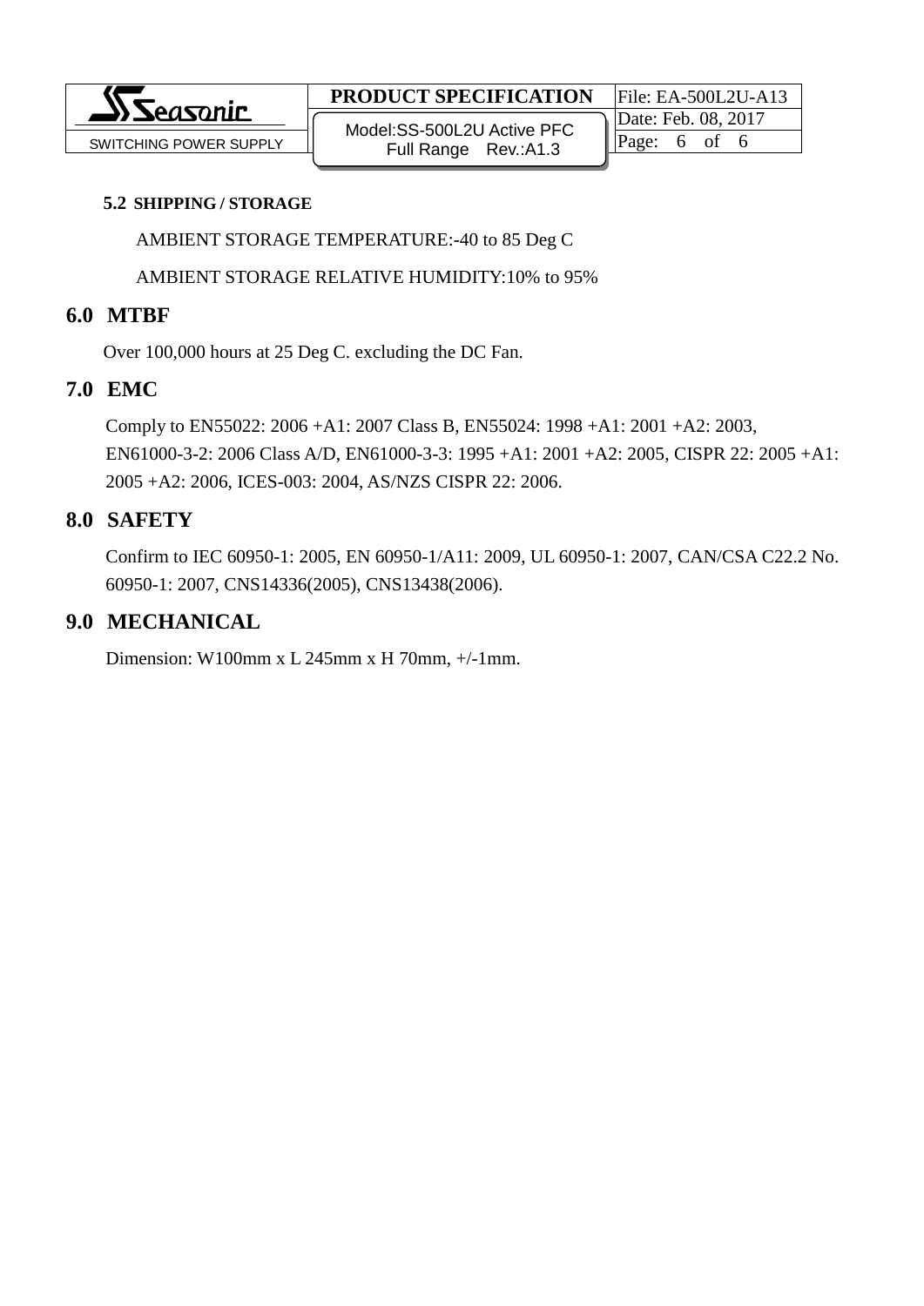### 5.2 SHIPPING / STORAGE

AMBIENT STORAGE TEMPERATURE:-40 to 85 Deg C

AMBIENT STORAGE RELATIVE HUMIDITY:10% to 95%

## 6.0 MTBF

Over 100,000 hours at 25 Deg C. excluding the DC Fan.

## 7.0 EMC

Comply to EN55022: 2006 +A1: 2007 Class B, EN55024: 1998 +A1: 2001 +A2: 2003, EN61000-3-2: 2006 Class A/D, EN61000-3-3: 1995 +A1: 2001 +A2: 2005, CISPR 22: 2005 +A1: 2005 +A2: 2006, ICES-003: 2004, AS/NZS CISPR 22: 2006.

## 8.0 SAFETY

Confirm to IEC 60950-1: 2005, EN 60950-1/A11: 2009, UL 60950-1: 2007, CAN/CSA C22.2 No. 60950-1: 2007, CNS14336(2005), CNS13438(2006).

## 9.0 MECHANICAL

Dimension: W100mm x L 245mm x H 70mm, +/-1mm.